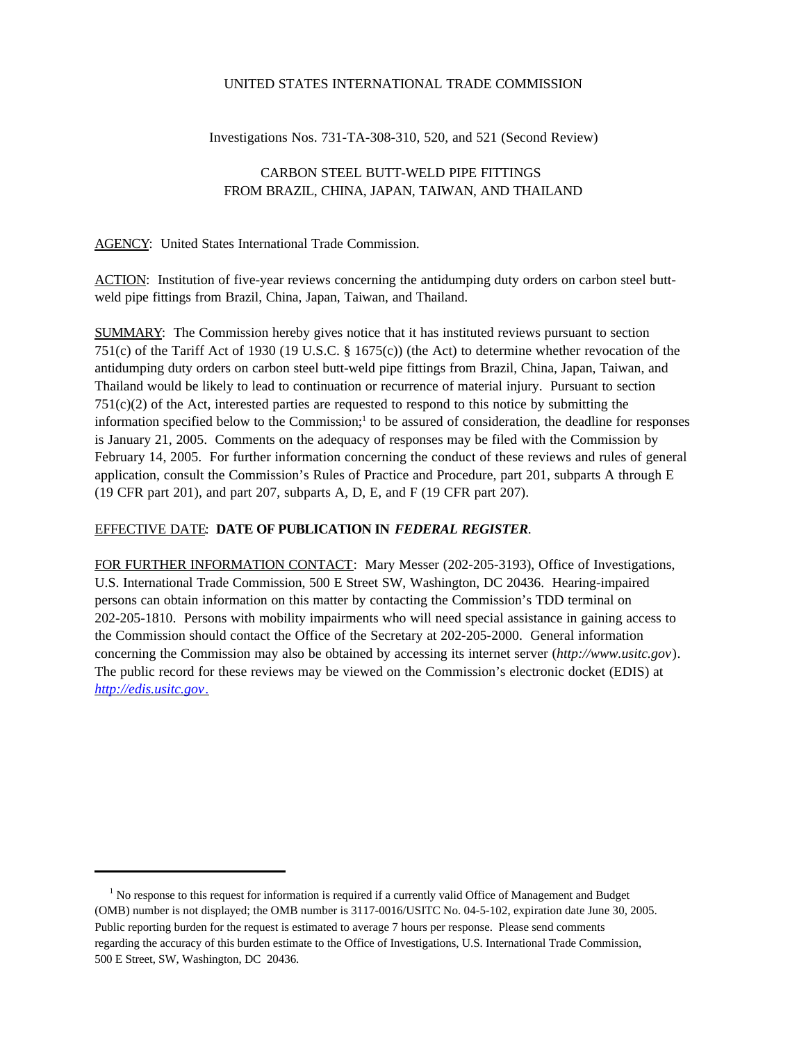UNITED STATES INTERNATIONAL TRADE COMMISSION

Investigations Nos. 731-TA-308-310, 520, and 521 (Second Review)

CARBON STEEL BUTT-WELD PIPE FITTINGS
FROM BRAZIL, CHINA, JAPAN, TAIWAN, AND THAILAND

AGENCY: United States International Trade Commission.

ACTION: Institution of five-year reviews concerning the antidumping duty orders on carbon steel butt-weld pipe fittings from Brazil, China, Japan, Taiwan, and Thailand.

SUMMARY: The Commission hereby gives notice that it has instituted reviews pursuant to section 751(c) of the Tariff Act of 1930 (19 U.S.C. § 1675(c)) (the Act) to determine whether revocation of the antidumping duty orders on carbon steel butt-weld pipe fittings from Brazil, China, Japan, Taiwan, and Thailand would be likely to lead to continuation or recurrence of material injury. Pursuant to section 751(c)(2) of the Act, interested parties are requested to respond to this notice by submitting the information specified below to the Commission;[1] to be assured of consideration, the deadline for responses is January 21, 2005. Comments on the adequacy of responses may be filed with the Commission by February 14, 2005. For further information concerning the conduct of these reviews and rules of general application, consult the Commission's Rules of Practice and Procedure, part 201, subparts A through E (19 CFR part 201), and part 207, subparts A, D, E, and F (19 CFR part 207).

EFFECTIVE DATE: **DATE OF PUBLICATION IN *FEDERAL REGISTER*.**

FOR FURTHER INFORMATION CONTACT: Mary Messer (202-205-3193), Office of Investigations, U.S. International Trade Commission, 500 E Street SW, Washington, DC 20436. Hearing-impaired persons can obtain information on this matter by contacting the Commission's TDD terminal on 202-205-1810. Persons with mobility impairments who will need special assistance in gaining access to the Commission should contact the Office of the Secretary at 202-205-2000. General information concerning the Commission may also be obtained by accessing its internet server (*http://www.usitc.gov*). The public record for these reviews may be viewed on the Commission's electronic docket (EDIS) at *http://edis.usitc.gov*.

---

[1] No response to this request for information is required if a currently valid Office of Management and Budget (OMB) number is not displayed; the OMB number is 3117-0016/USITC No. 04-5-102, expiration date June 30, 2005. Public reporting burden for the request is estimated to average 7 hours per response. Please send comments regarding the accuracy of this burden estimate to the Office of Investigations, U.S. International Trade Commission, 500 E Street, SW, Washington, DC 20436.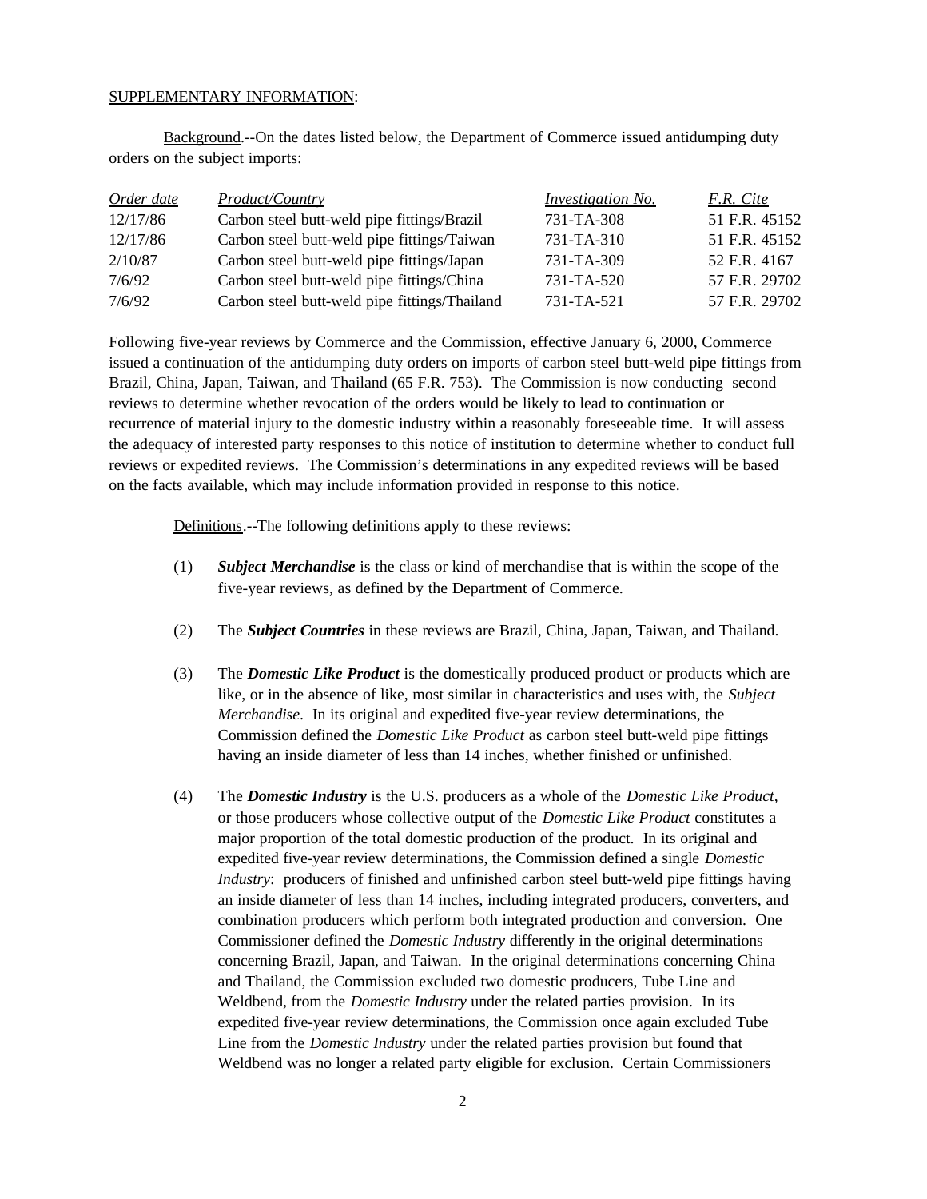SUPPLEMENTARY INFORMATION:

Background.--On the dates listed below, the Department of Commerce issued antidumping duty orders on the subject imports:

| *Order date* | *Product/Country* | *Investigation No.* | *F.R. Cite* |
|---|---|---|---|
| 12/17/86 | Carbon steel butt-weld pipe fittings/Brazil | 731-TA-308 | 51 F.R. 45152 |
| 12/17/86 | Carbon steel butt-weld pipe fittings/Taiwan | 731-TA-310 | 51 F.R. 45152 |
| 2/10/87 | Carbon steel butt-weld pipe fittings/Japan | 731-TA-309 | 52 F.R. 4167 |
| 7/6/92 | Carbon steel butt-weld pipe fittings/China | 731-TA-520 | 57 F.R. 29702 |
| 7/6/92 | Carbon steel butt-weld pipe fittings/Thailand | 731-TA-521 | 57 F.R. 29702 |

Following five-year reviews by Commerce and the Commission, effective January 6, 2000, Commerce issued a continuation of the antidumping duty orders on imports of carbon steel butt-weld pipe fittings from Brazil, China, Japan, Taiwan, and Thailand (65 F.R. 753). The Commission is now conducting second reviews to determine whether revocation of the orders would be likely to lead to continuation or recurrence of material injury to the domestic industry within a reasonably foreseeable time. It will assess the adequacy of interested party responses to this notice of institution to determine whether to conduct full reviews or expedited reviews. The Commission's determinations in any expedited reviews will be based on the facts available, which may include information provided in response to this notice.

Definitions.--The following definitions apply to these reviews:

(1) ***Subject Merchandise*** is the class or kind of merchandise that is within the scope of the five-year reviews, as defined by the Department of Commerce.

(2) The ***Subject Countries*** in these reviews are Brazil, China, Japan, Taiwan, and Thailand.

(3) The ***Domestic Like Product*** is the domestically produced product or products which are like, or in the absence of like, most similar in characteristics and uses with, the *Subject Merchandise*. In its original and expedited five-year review determinations, the Commission defined the *Domestic Like Product* as carbon steel butt-weld pipe fittings having an inside diameter of less than 14 inches, whether finished or unfinished.

(4) The ***Domestic Industry*** is the U.S. producers as a whole of the *Domestic Like Product*, or those producers whose collective output of the *Domestic Like Product* constitutes a major proportion of the total domestic production of the product. In its original and expedited five-year review determinations, the Commission defined a single *Domestic Industry*: producers of finished and unfinished carbon steel butt-weld pipe fittings having an inside diameter of less than 14 inches, including integrated producers, converters, and combination producers which perform both integrated production and conversion. One Commissioner defined the *Domestic Industry* differently in the original determinations concerning Brazil, Japan, and Taiwan. In the original determinations concerning China and Thailand, the Commission excluded two domestic producers, Tube Line and Weldbend, from the *Domestic Industry* under the related parties provision. In its expedited five-year review determinations, the Commission once again excluded Tube Line from the *Domestic Industry* under the related parties provision but found that Weldbend was no longer a related party eligible for exclusion. Certain Commissioners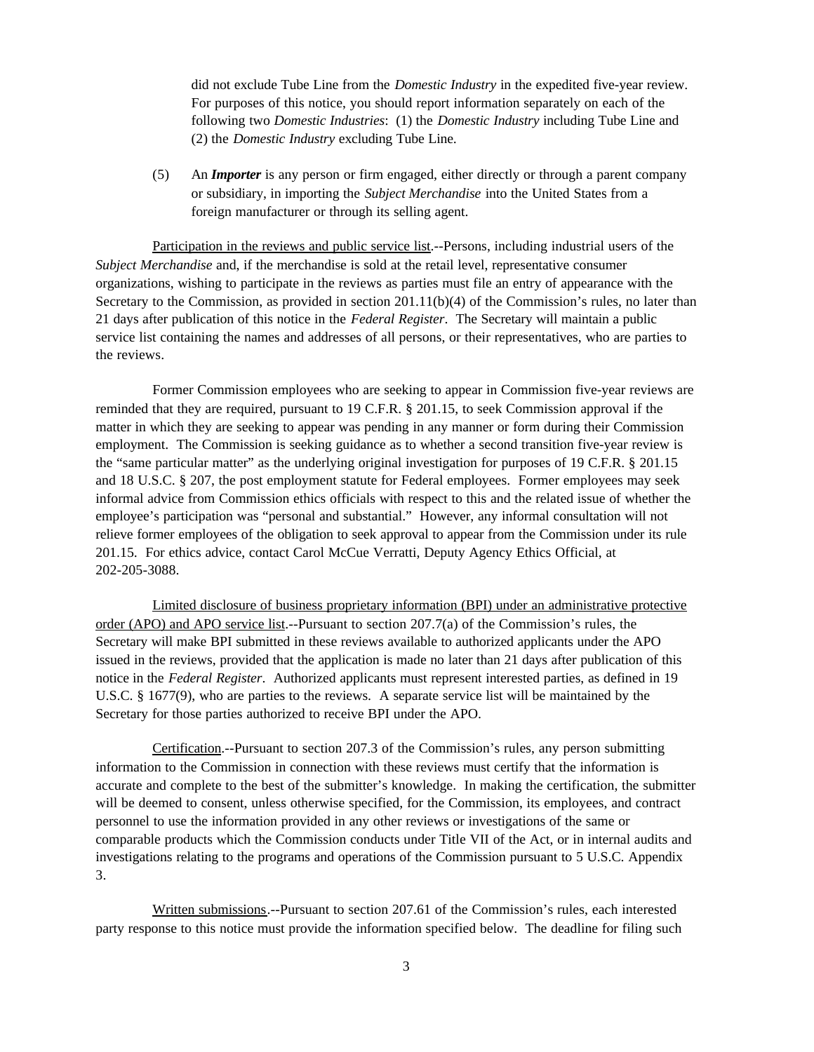did not exclude Tube Line from the *Domestic Industry* in the expedited five-year review. For purposes of this notice, you should report information separately on each of the following two *Domestic Industries*: (1) the *Domestic Industry* including Tube Line and (2) the *Domestic Industry* excluding Tube Line.

(5) An ***Importer*** is any person or firm engaged, either directly or through a parent company or subsidiary, in importing the *Subject Merchandise* into the United States from a foreign manufacturer or through its selling agent.

Participation in the reviews and public service list.--Persons, including industrial users of the *Subject Merchandise* and, if the merchandise is sold at the retail level, representative consumer organizations, wishing to participate in the reviews as parties must file an entry of appearance with the Secretary to the Commission, as provided in section 201.11(b)(4) of the Commission's rules, no later than 21 days after publication of this notice in the *Federal Register*. The Secretary will maintain a public service list containing the names and addresses of all persons, or their representatives, who are parties to the reviews.

Former Commission employees who are seeking to appear in Commission five-year reviews are reminded that they are required, pursuant to 19 C.F.R. § 201.15, to seek Commission approval if the matter in which they are seeking to appear was pending in any manner or form during their Commission employment. The Commission is seeking guidance as to whether a second transition five-year review is the "same particular matter" as the underlying original investigation for purposes of 19 C.F.R. § 201.15 and 18 U.S.C. § 207, the post employment statute for Federal employees. Former employees may seek informal advice from Commission ethics officials with respect to this and the related issue of whether the employee's participation was "personal and substantial." However, any informal consultation will not relieve former employees of the obligation to seek approval to appear from the Commission under its rule 201.15. For ethics advice, contact Carol McCue Verratti, Deputy Agency Ethics Official, at 202-205-3088.

Limited disclosure of business proprietary information (BPI) under an administrative protective order (APO) and APO service list.--Pursuant to section 207.7(a) of the Commission's rules, the Secretary will make BPI submitted in these reviews available to authorized applicants under the APO issued in the reviews, provided that the application is made no later than 21 days after publication of this notice in the *Federal Register*. Authorized applicants must represent interested parties, as defined in 19 U.S.C. § 1677(9), who are parties to the reviews. A separate service list will be maintained by the Secretary for those parties authorized to receive BPI under the APO.

Certification.--Pursuant to section 207.3 of the Commission's rules, any person submitting information to the Commission in connection with these reviews must certify that the information is accurate and complete to the best of the submitter's knowledge. In making the certification, the submitter will be deemed to consent, unless otherwise specified, for the Commission, its employees, and contract personnel to use the information provided in any other reviews or investigations of the same or comparable products which the Commission conducts under Title VII of the Act, or in internal audits and investigations relating to the programs and operations of the Commission pursuant to 5 U.S.C. Appendix 3.

Written submissions.--Pursuant to section 207.61 of the Commission's rules, each interested party response to this notice must provide the information specified below. The deadline for filing such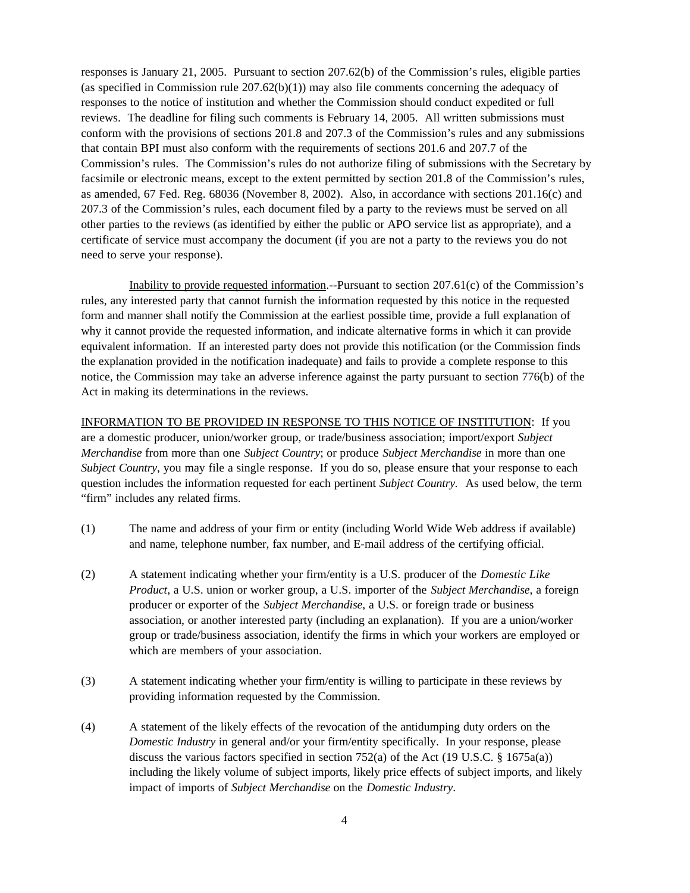responses is January 21, 2005. Pursuant to section 207.62(b) of the Commission's rules, eligible parties (as specified in Commission rule 207.62(b)(1)) may also file comments concerning the adequacy of responses to the notice of institution and whether the Commission should conduct expedited or full reviews. The deadline for filing such comments is February 14, 2005. All written submissions must conform with the provisions of sections 201.8 and 207.3 of the Commission's rules and any submissions that contain BPI must also conform with the requirements of sections 201.6 and 207.7 of the Commission's rules. The Commission's rules do not authorize filing of submissions with the Secretary by facsimile or electronic means, except to the extent permitted by section 201.8 of the Commission's rules, as amended, 67 Fed. Reg. 68036 (November 8, 2002). Also, in accordance with sections 201.16(c) and 207.3 of the Commission's rules, each document filed by a party to the reviews must be served on all other parties to the reviews (as identified by either the public or APO service list as appropriate), and a certificate of service must accompany the document (if you are not a party to the reviews you do not need to serve your response).

Inability to provide requested information.--Pursuant to section 207.61(c) of the Commission's rules, any interested party that cannot furnish the information requested by this notice in the requested form and manner shall notify the Commission at the earliest possible time, provide a full explanation of why it cannot provide the requested information, and indicate alternative forms in which it can provide equivalent information. If an interested party does not provide this notification (or the Commission finds the explanation provided in the notification inadequate) and fails to provide a complete response to this notice, the Commission may take an adverse inference against the party pursuant to section 776(b) of the Act in making its determinations in the reviews.

INFORMATION TO BE PROVIDED IN RESPONSE TO THIS NOTICE OF INSTITUTION: If you are a domestic producer, union/worker group, or trade/business association; import/export *Subject Merchandise* from more than one *Subject Country*; or produce *Subject Merchandise* in more than one *Subject Country*, you may file a single response. If you do so, please ensure that your response to each question includes the information requested for each pertinent *Subject Country.* As used below, the term "firm" includes any related firms.

(1) The name and address of your firm or entity (including World Wide Web address if available) and name, telephone number, fax number, and E-mail address of the certifying official.

(2) A statement indicating whether your firm/entity is a U.S. producer of the *Domestic Like Product*, a U.S. union or worker group, a U.S. importer of the *Subject Merchandise*, a foreign producer or exporter of the *Subject Merchandise*, a U.S. or foreign trade or business association, or another interested party (including an explanation). If you are a union/worker group or trade/business association, identify the firms in which your workers are employed or which are members of your association.

(3) A statement indicating whether your firm/entity is willing to participate in these reviews by providing information requested by the Commission.

(4) A statement of the likely effects of the revocation of the antidumping duty orders on the *Domestic Industry* in general and/or your firm/entity specifically. In your response, please discuss the various factors specified in section 752(a) of the Act (19 U.S.C. § 1675a(a)) including the likely volume of subject imports, likely price effects of subject imports, and likely impact of imports of *Subject Merchandise* on the *Domestic Industry*.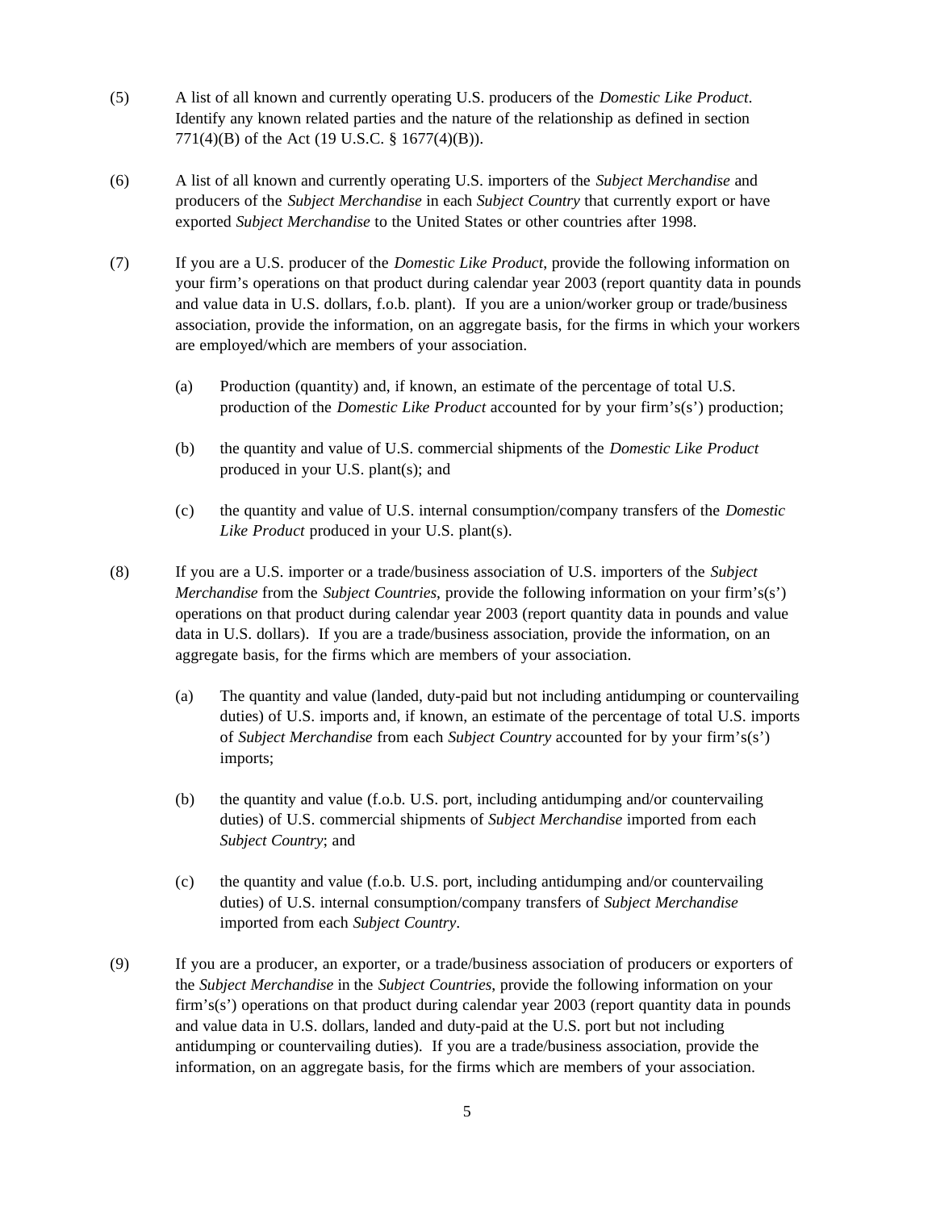(5) A list of all known and currently operating U.S. producers of the *Domestic Like Product*. Identify any known related parties and the nature of the relationship as defined in section 771(4)(B) of the Act (19 U.S.C. § 1677(4)(B)).

(6) A list of all known and currently operating U.S. importers of the *Subject Merchandise* and producers of the *Subject Merchandise* in each *Subject Country* that currently export or have exported *Subject Merchandise* to the United States or other countries after 1998.

(7) If you are a U.S. producer of the *Domestic Like Product*, provide the following information on your firm's operations on that product during calendar year 2003 (report quantity data in pounds and value data in U.S. dollars, f.o.b. plant). If you are a union/worker group or trade/business association, provide the information, on an aggregate basis, for the firms in which your workers are employed/which are members of your association.

   (a) Production (quantity) and, if known, an estimate of the percentage of total U.S. production of the *Domestic Like Product* accounted for by your firm's(s') production;

   (b) the quantity and value of U.S. commercial shipments of the *Domestic Like Product* produced in your U.S. plant(s); and

   (c) the quantity and value of U.S. internal consumption/company transfers of the *Domestic Like Product* produced in your U.S. plant(s).

(8) If you are a U.S. importer or a trade/business association of U.S. importers of the *Subject Merchandise* from the *Subject Countries*, provide the following information on your firm's(s') operations on that product during calendar year 2003 (report quantity data in pounds and value data in U.S. dollars). If you are a trade/business association, provide the information, on an aggregate basis, for the firms which are members of your association.

   (a) The quantity and value (landed, duty-paid but not including antidumping or countervailing duties) of U.S. imports and, if known, an estimate of the percentage of total U.S. imports of *Subject Merchandise* from each *Subject Country* accounted for by your firm's(s') imports;

   (b) the quantity and value (f.o.b. U.S. port, including antidumping and/or countervailing duties) of U.S. commercial shipments of *Subject Merchandise* imported from each *Subject Country*; and

   (c) the quantity and value (f.o.b. U.S. port, including antidumping and/or countervailing duties) of U.S. internal consumption/company transfers of *Subject Merchandise* imported from each *Subject Country*.

(9) If you are a producer, an exporter, or a trade/business association of producers or exporters of the *Subject Merchandise* in the *Subject Countries*, provide the following information on your firm's(s') operations on that product during calendar year 2003 (report quantity data in pounds and value data in U.S. dollars, landed and duty-paid at the U.S. port but not including antidumping or countervailing duties). If you are a trade/business association, provide the information, on an aggregate basis, for the firms which are members of your association.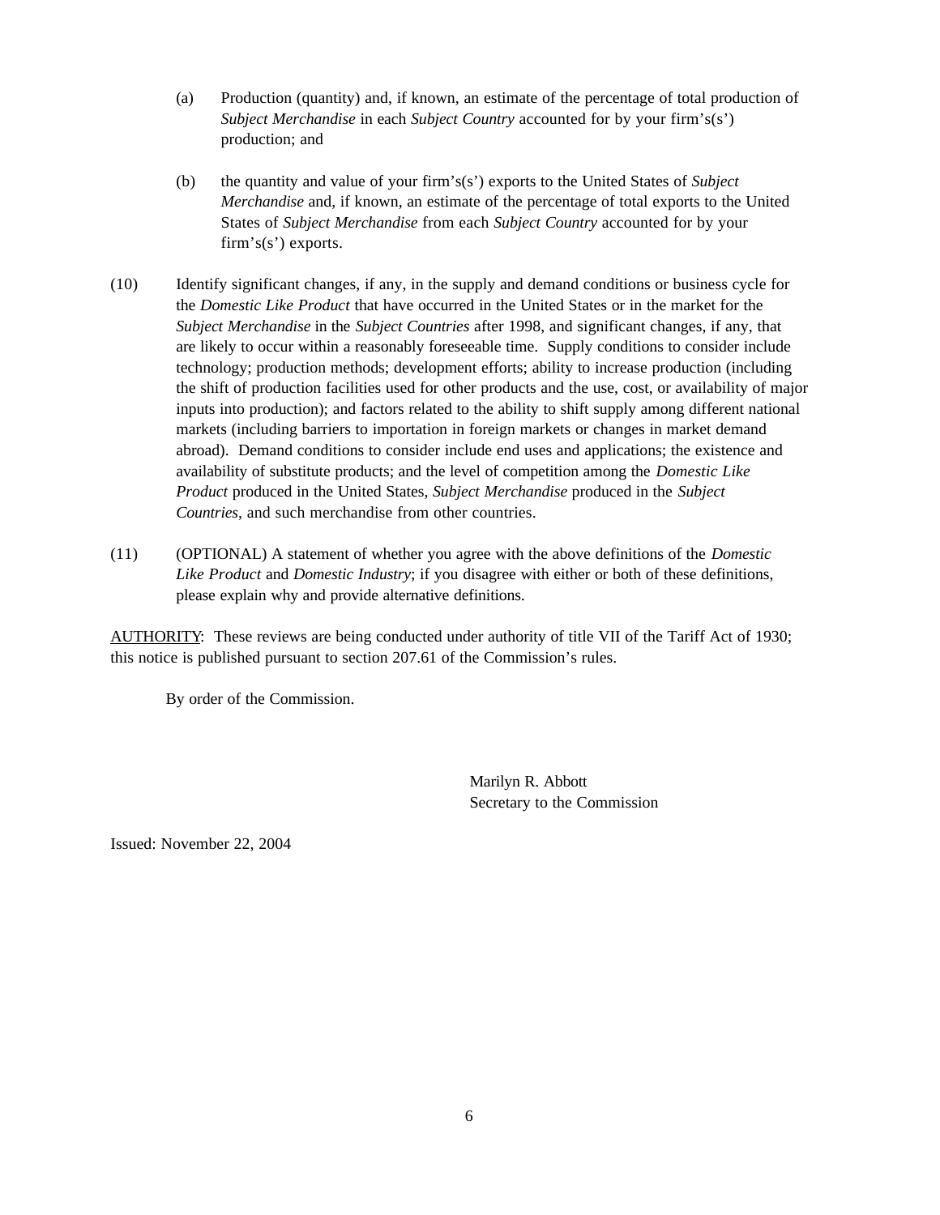(a) Production (quantity) and, if known, an estimate of the percentage of total production of *Subject Merchandise* in each *Subject Country* accounted for by your firm's(s') production; and

(b) the quantity and value of your firm's(s') exports to the United States of *Subject Merchandise* and, if known, an estimate of the percentage of total exports to the United States of *Subject Merchandise* from each *Subject Country* accounted for by your firm's(s') exports.

(10) Identify significant changes, if any, in the supply and demand conditions or business cycle for the *Domestic Like Product* that have occurred in the United States or in the market for the *Subject Merchandise* in the *Subject Countries* after 1998, and significant changes, if any, that are likely to occur within a reasonably foreseeable time. Supply conditions to consider include technology; production methods; development efforts; ability to increase production (including the shift of production facilities used for other products and the use, cost, or availability of major inputs into production); and factors related to the ability to shift supply among different national markets (including barriers to importation in foreign markets or changes in market demand abroad). Demand conditions to consider include end uses and applications; the existence and availability of substitute products; and the level of competition among the *Domestic Like Product* produced in the United States, *Subject Merchandise* produced in the *Subject Countries*, and such merchandise from other countries.

(11) (OPTIONAL) A statement of whether you agree with the above definitions of the *Domestic Like Product* and *Domestic Industry*; if you disagree with either or both of these definitions, please explain why and provide alternative definitions.

AUTHORITY: These reviews are being conducted under authority of title VII of the Tariff Act of 1930; this notice is published pursuant to section 207.61 of the Commission's rules.

By order of the Commission.

Marilyn R. Abbott
Secretary to the Commission

Issued: November 22, 2004